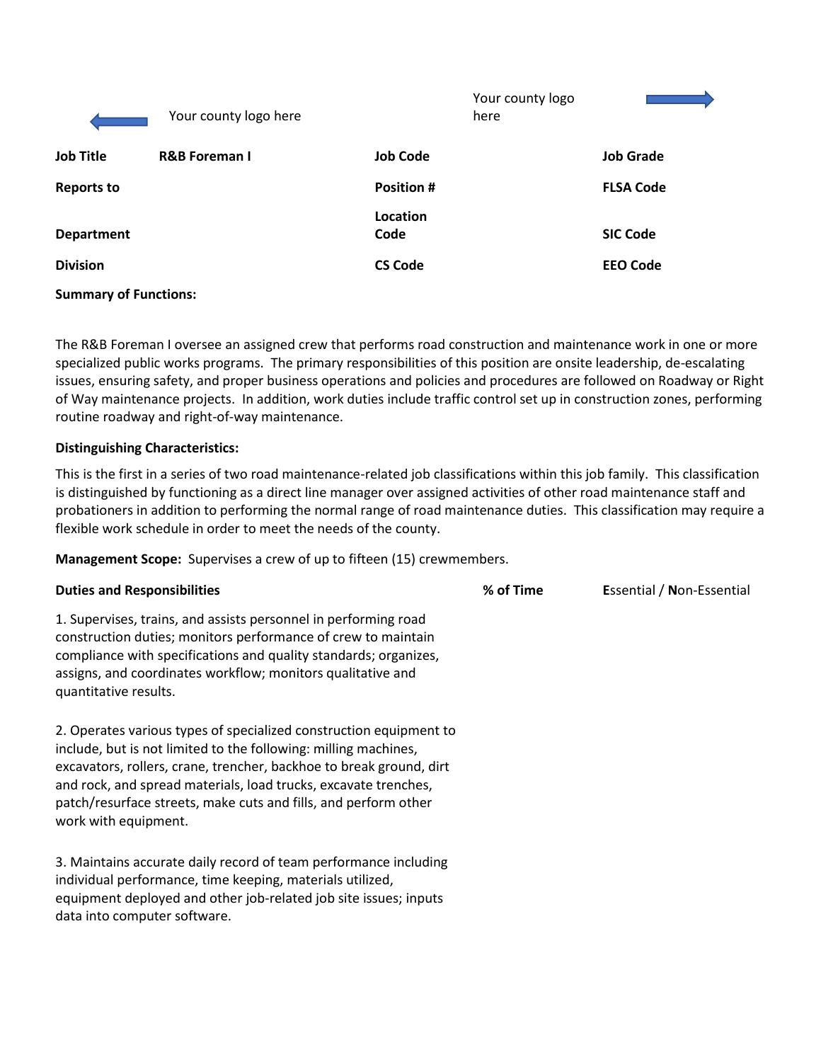Your county logo here

Your county logo here

| Job Title | R&B Foreman I | Job Code | | Job Grade | |
|---|---|---|---|---|---|
| Reports to | | Position # | | FLSA Code | |
| Department | | Location Code | | SIC Code | |
| Division | | CS Code | | EEO Code | |

**Summary of Functions:**

The R&B Foreman I oversee an assigned crew that performs road construction and maintenance work in one or more specialized public works programs. The primary responsibilities of this position are onsite leadership, de-escalating issues, ensuring safety, and proper business operations and policies and procedures are followed on Roadway or Right of Way maintenance projects. In addition, work duties include traffic control set up in construction zones, performing routine roadway and right-of-way maintenance.

**Distinguishing Characteristics:**

This is the first in a series of two road maintenance-related job classifications within this job family. This classification is distinguished by functioning as a direct line manager over assigned activities of other road maintenance staff and probationers in addition to performing the normal range of road maintenance duties. This classification may require a flexible work schedule in order to meet the needs of the county.

**Management Scope:** Supervises a crew of up to fifteen (15) crewmembers.

| Duties and Responsibilities | % of Time | **E**ssential / **N**on-Essential |
|---|---|---|
| 1. Supervises, trains, and assists personnel in performing road construction duties; monitors performance of crew to maintain compliance with specifications and quality standards; organizes, assigns, and coordinates workflow; monitors qualitative and quantitative results. | | |
| 2. Operates various types of specialized construction equipment to include, but is not limited to the following: milling machines, excavators, rollers, crane, trencher, backhoe to break ground, dirt and rock, and spread materials, load trucks, excavate trenches, patch/resurface streets, make cuts and fills, and perform other work with equipment. | | |
| 3. Maintains accurate daily record of team performance including individual performance, time keeping, materials utilized, equipment deployed and other job-related job site issues; inputs data into computer software. | | |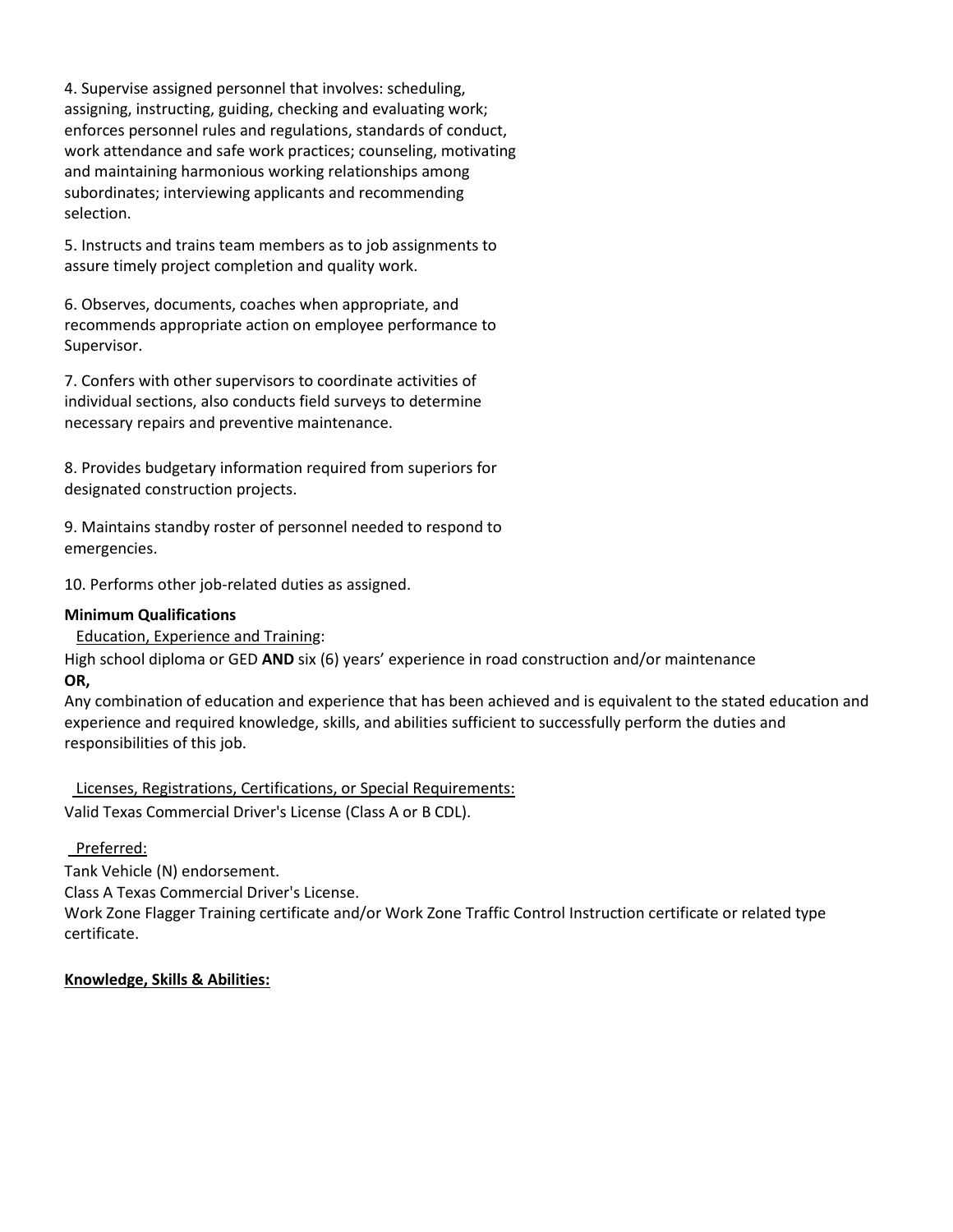4. Supervise assigned personnel that involves: scheduling, assigning, instructing, guiding, checking and evaluating work; enforces personnel rules and regulations, standards of conduct, work attendance and safe work practices; counseling, motivating and maintaining harmonious working relationships among subordinates; interviewing applicants and recommending selection.

5. Instructs and trains team members as to job assignments to assure timely project completion and quality work.

6. Observes, documents, coaches when appropriate, and recommends appropriate action on employee performance to Supervisor.

7. Confers with other supervisors to coordinate activities of individual sections, also conducts field surveys to determine necessary repairs and preventive maintenance.

8. Provides budgetary information required from superiors for designated construction projects.

9. Maintains standby roster of personnel needed to respond to emergencies.

10. Performs other job-related duties as assigned.

**Minimum Qualifications**

<u>Education, Experience and Training</u>:

High school diploma or GED **AND** six (6) years' experience in road construction and/or maintenance

**OR,**

Any combination of education and experience that has been achieved and is equivalent to the stated education and experience and required knowledge, skills, and abilities sufficient to successfully perform the duties and responsibilities of this job.

<u>Licenses, Registrations, Certifications, or Special Requirements:</u>

Valid Texas Commercial Driver's License (Class A or B CDL).

<u>Preferred:</u>

Tank Vehicle (N) endorsement.

Class A Texas Commercial Driver's License.

Work Zone Flagger Training certificate and/or Work Zone Traffic Control Instruction certificate or related type certificate.

**<u>Knowledge, Skills & Abilities:</u>**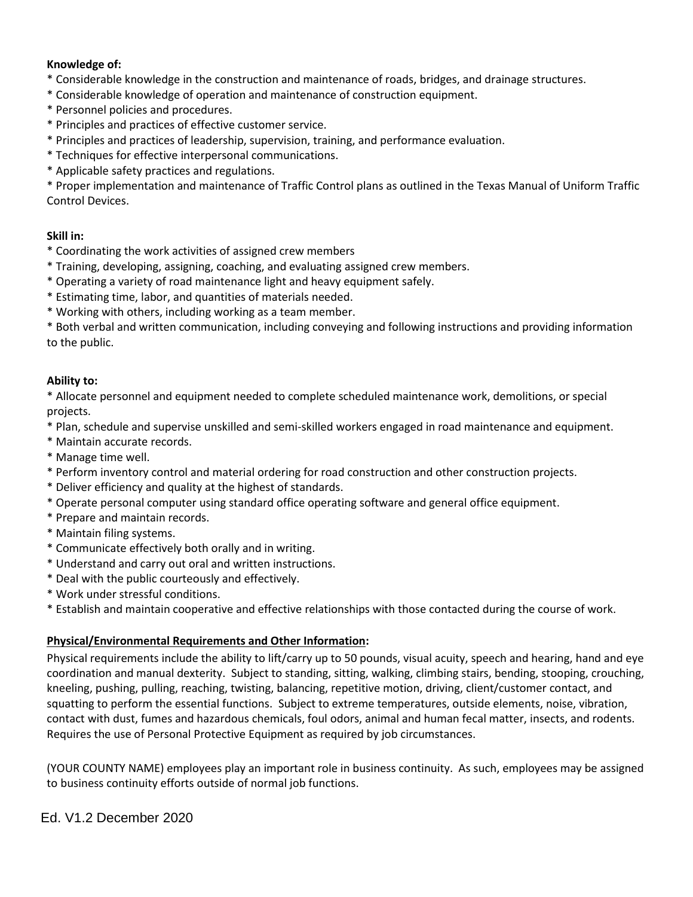**Knowledge of:**
* Considerable knowledge in the construction and maintenance of roads, bridges, and drainage structures.
* Considerable knowledge of operation and maintenance of construction equipment.
* Personnel policies and procedures.
* Principles and practices of effective customer service.
* Principles and practices of leadership, supervision, training, and performance evaluation.
* Techniques for effective interpersonal communications.
* Applicable safety practices and regulations.
* Proper implementation and maintenance of Traffic Control plans as outlined in the Texas Manual of Uniform Traffic Control Devices.

**Skill in:**
* Coordinating the work activities of assigned crew members
* Training, developing, assigning, coaching, and evaluating assigned crew members.
* Operating a variety of road maintenance light and heavy equipment safely.
* Estimating time, labor, and quantities of materials needed.
* Working with others, including working as a team member.
* Both verbal and written communication, including conveying and following instructions and providing information to the public.

**Ability to:**
* Allocate personnel and equipment needed to complete scheduled maintenance work, demolitions, or special projects.
* Plan, schedule and supervise unskilled and semi-skilled workers engaged in road maintenance and equipment.
* Maintain accurate records.
* Manage time well.
* Perform inventory control and material ordering for road construction and other construction projects.
* Deliver efficiency and quality at the highest of standards.
* Operate personal computer using standard office operating software and general office equipment.
* Prepare and maintain records.
* Maintain filing systems.
* Communicate effectively both orally and in writing.
* Understand and carry out oral and written instructions.
* Deal with the public courteously and effectively.
* Work under stressful conditions.
* Establish and maintain cooperative and effective relationships with those contacted during the course of work.

**Physical/Environmental Requirements and Other Information:**

Physical requirements include the ability to lift/carry up to 50 pounds, visual acuity, speech and hearing, hand and eye coordination and manual dexterity. Subject to standing, sitting, walking, climbing stairs, bending, stooping, crouching, kneeling, pushing, pulling, reaching, twisting, balancing, repetitive motion, driving, client/customer contact, and squatting to perform the essential functions. Subject to extreme temperatures, outside elements, noise, vibration, contact with dust, fumes and hazardous chemicals, foul odors, animal and human fecal matter, insects, and rodents. Requires the use of Personal Protective Equipment as required by job circumstances.

(YOUR COUNTY NAME) employees play an important role in business continuity. As such, employees may be assigned to business continuity efforts outside of normal job functions.

Ed. V1.2 December 2020